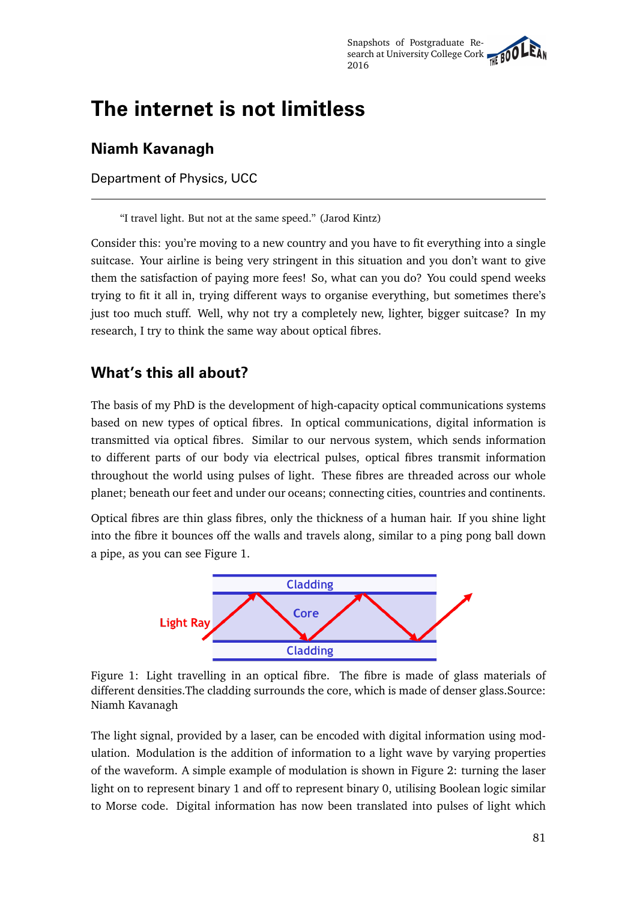# The internet is not limitless

## Niamh Kavanagh

Department of Physics, UCC

---

> "I travel light. But not at the same speed." (Jarod Kintz)

Consider this: you're moving to a new country and you have to fit everything into a single suitcase. Your airline is being very stringent in this situation and you don't want to give them the satisfaction of paying more fees! So, what can you do? You could spend weeks trying to fit it all in, trying different ways to organise everything, but sometimes there's just too much stuff. Well, why not try a completely new, lighter, bigger suitcase? In my research, I try to think the same way about optical fibres.

## What's this all about?

The basis of my PhD is the development of high-capacity optical communications systems based on new types of optical fibres. In optical communications, digital information is transmitted via optical fibres. Similar to our nervous system, which sends information to different parts of our body via electrical pulses, optical fibres transmit information throughout the world using pulses of light. These fibres are threaded across our whole planet; beneath our feet and under our oceans; connecting cities, countries and continents.

Optical fibres are thin glass fibres, only the thickness of a human hair. If you shine light into the fibre it bounces off the walls and travels along, similar to a ping pong ball down a pipe, as you can see Figure 1.

Figure 1: Light travelling in an optical fibre. The fibre is made of glass materials of different densities.The cladding surrounds the core, which is made of denser glass.Source: Niamh Kavanagh

The light signal, provided by a laser, can be encoded with digital information using modulation. Modulation is the addition of information to a light wave by varying properties of the waveform. A simple example of modulation is shown in Figure 2: turning the laser light on to represent binary 1 and off to represent binary 0, utilising Boolean logic similar to Morse code. Digital information has now been translated into pulses of light which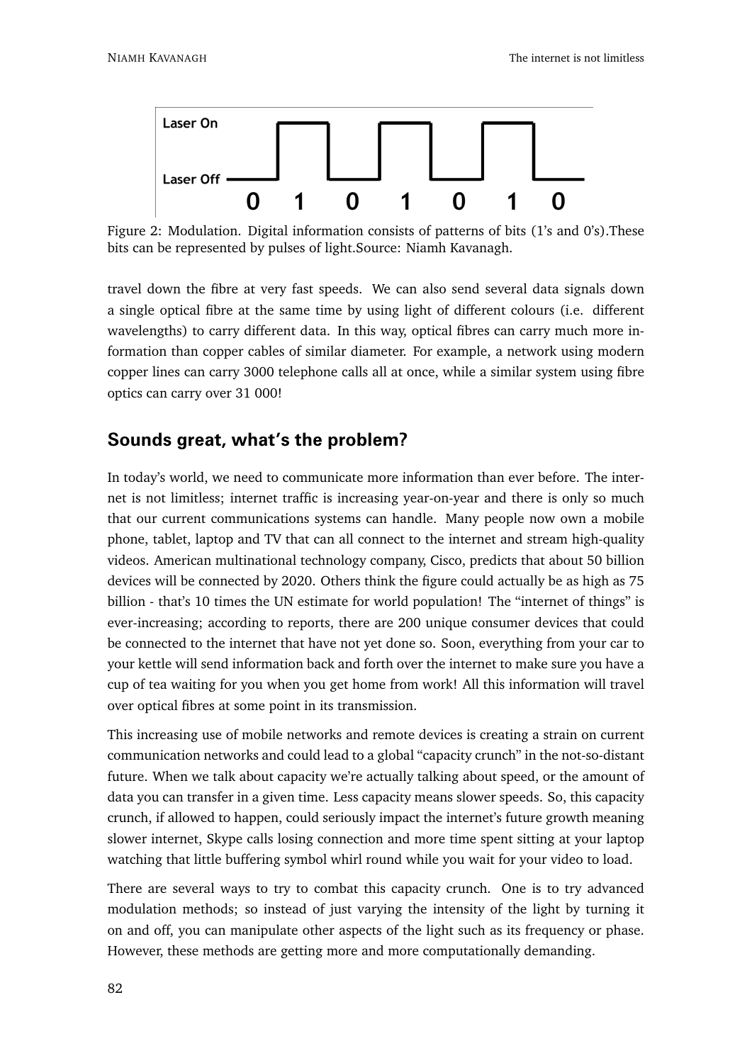Figure 2: Modulation. Digital information consists of patterns of bits (1's and 0's).These bits can be represented by pulses of light.Source: Niamh Kavanagh.

travel down the fibre at very fast speeds. We can also send several data signals down a single optical fibre at the same time by using light of different colours (i.e. different wavelengths) to carry different data. In this way, optical fibres can carry much more information than copper cables of similar diameter. For example, a network using modern copper lines can carry 3000 telephone calls all at once, while a similar system using fibre optics can carry over 31 000!

## Sounds great, what's the problem?

In today's world, we need to communicate more information than ever before. The internet is not limitless; internet traffic is increasing year-on-year and there is only so much that our current communications systems can handle. Many people now own a mobile phone, tablet, laptop and TV that can all connect to the internet and stream high-quality videos. American multinational technology company, Cisco, predicts that about 50 billion devices will be connected by 2020. Others think the figure could actually be as high as 75 billion - that's 10 times the UN estimate for world population! The "internet of things" is ever-increasing; according to reports, there are 200 unique consumer devices that could be connected to the internet that have not yet done so. Soon, everything from your car to your kettle will send information back and forth over the internet to make sure you have a cup of tea waiting for you when you get home from work! All this information will travel over optical fibres at some point in its transmission.

This increasing use of mobile networks and remote devices is creating a strain on current communication networks and could lead to a global "capacity crunch" in the not-so-distant future. When we talk about capacity we're actually talking about speed, or the amount of data you can transfer in a given time. Less capacity means slower speeds. So, this capacity crunch, if allowed to happen, could seriously impact the internet's future growth meaning slower internet, Skype calls losing connection and more time spent sitting at your laptop watching that little buffering symbol whirl round while you wait for your video to load.

There are several ways to try to combat this capacity crunch. One is to try advanced modulation methods; so instead of just varying the intensity of the light by turning it on and off, you can manipulate other aspects of the light such as its frequency or phase. However, these methods are getting more and more computationally demanding.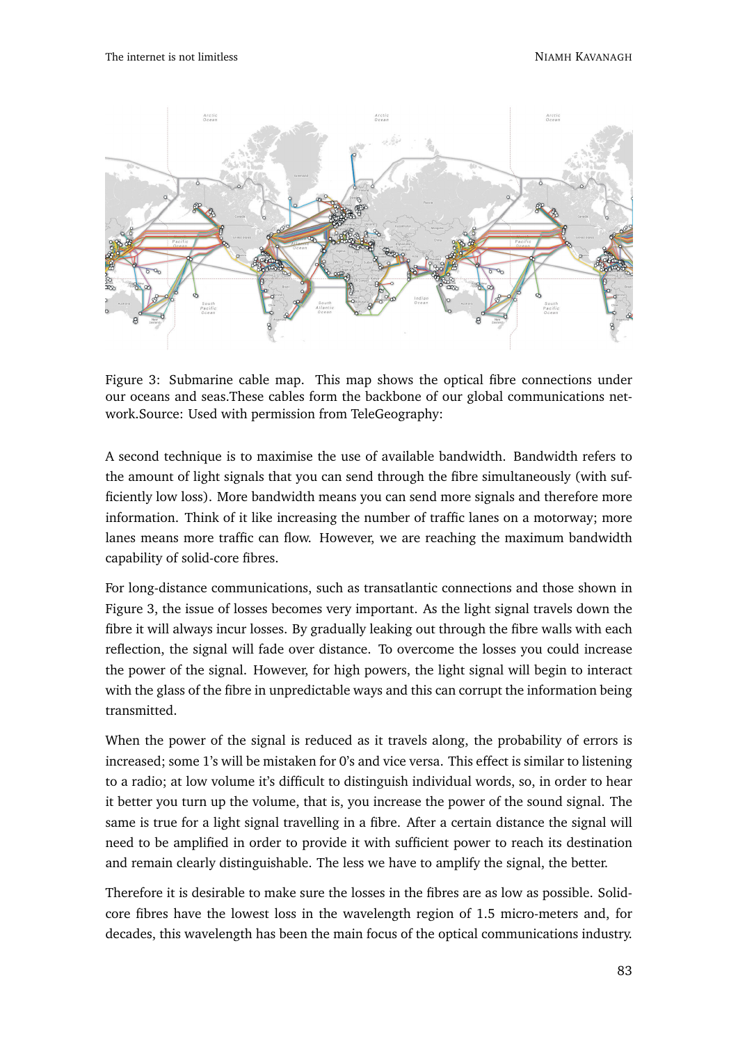Figure 3: Submarine cable map. This map shows the optical fibre connections under our oceans and seas.These cables form the backbone of our global communications network.Source: Used with permission from TeleGeography:

A second technique is to maximise the use of available bandwidth. Bandwidth refers to the amount of light signals that you can send through the fibre simultaneously (with sufficiently low loss). More bandwidth means you can send more signals and therefore more information. Think of it like increasing the number of traffic lanes on a motorway; more lanes means more traffic can flow. However, we are reaching the maximum bandwidth capability of solid-core fibres.

For long-distance communications, such as transatlantic connections and those shown in Figure 3, the issue of losses becomes very important. As the light signal travels down the fibre it will always incur losses. By gradually leaking out through the fibre walls with each reflection, the signal will fade over distance. To overcome the losses you could increase the power of the signal. However, for high powers, the light signal will begin to interact with the glass of the fibre in unpredictable ways and this can corrupt the information being transmitted.

When the power of the signal is reduced as it travels along, the probability of errors is increased; some 1's will be mistaken for 0's and vice versa. This effect is similar to listening to a radio; at low volume it's difficult to distinguish individual words, so, in order to hear it better you turn up the volume, that is, you increase the power of the sound signal. The same is true for a light signal travelling in a fibre. After a certain distance the signal will need to be amplified in order to provide it with sufficient power to reach its destination and remain clearly distinguishable. The less we have to amplify the signal, the better.

Therefore it is desirable to make sure the losses in the fibres are as low as possible. Solid-core fibres have the lowest loss in the wavelength region of 1.5 micro-meters and, for decades, this wavelength has been the main focus of the optical communications industry.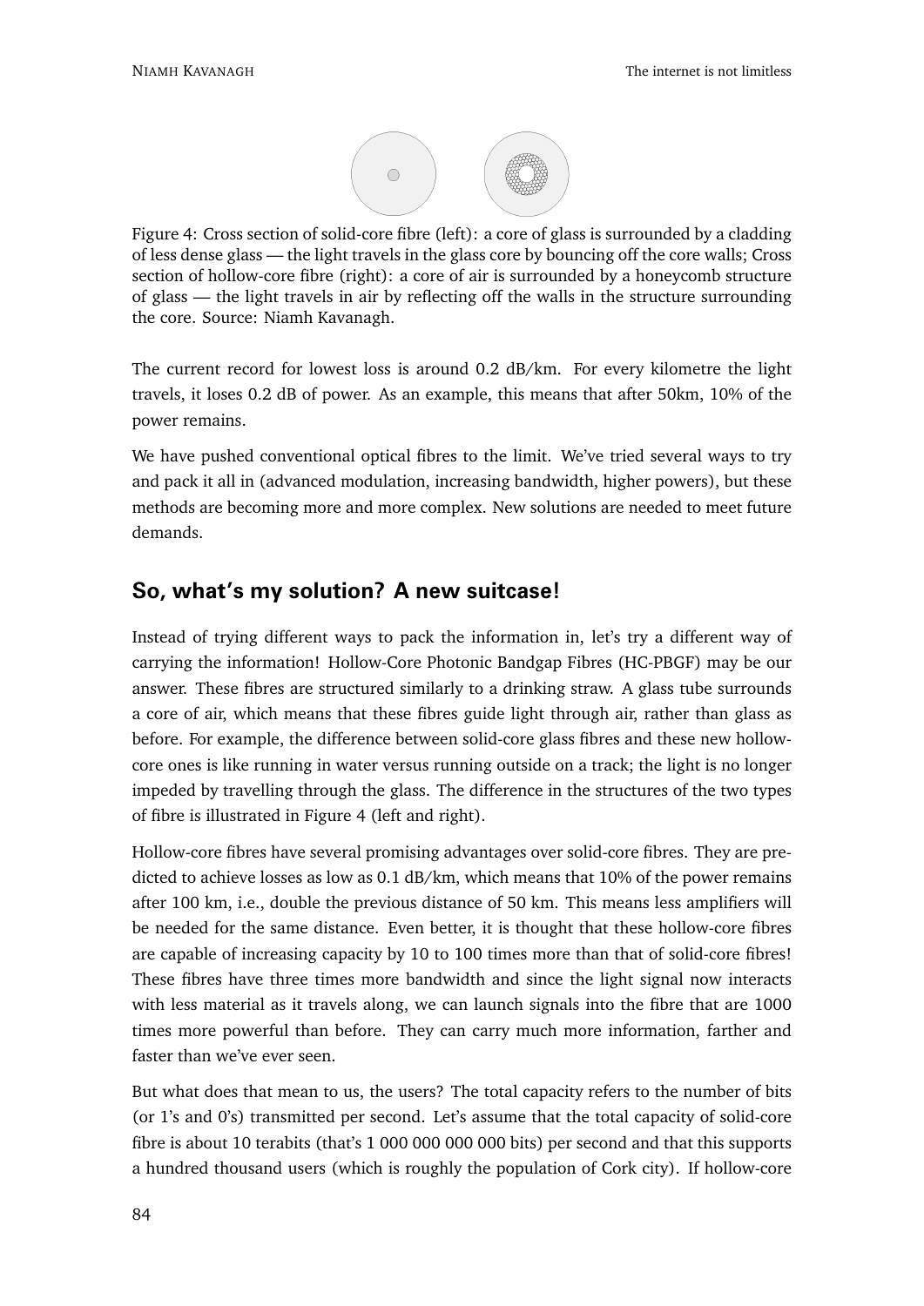Figure 4: Cross section of solid-core fibre (left): a core of glass is surrounded by a cladding of less dense glass — the light travels in the glass core by bouncing off the core walls; Cross section of hollow-core fibre (right): a core of air is surrounded by a honeycomb structure of glass — the light travels in air by reflecting off the walls in the structure surrounding the core. Source: Niamh Kavanagh.

The current record for lowest loss is around 0.2 dB/km. For every kilometre the light travels, it loses 0.2 dB of power. As an example, this means that after 50km, 10% of the power remains.

We have pushed conventional optical fibres to the limit. We've tried several ways to try and pack it all in (advanced modulation, increasing bandwidth, higher powers), but these methods are becoming more and more complex. New solutions are needed to meet future demands.

## So, what's my solution? A new suitcase!

Instead of trying different ways to pack the information in, let's try a different way of carrying the information! Hollow-Core Photonic Bandgap Fibres (HC-PBGF) may be our answer. These fibres are structured similarly to a drinking straw. A glass tube surrounds a core of air, which means that these fibres guide light through air, rather than glass as before. For example, the difference between solid-core glass fibres and these new hollow-core ones is like running in water versus running outside on a track; the light is no longer impeded by travelling through the glass. The difference in the structures of the two types of fibre is illustrated in Figure 4 (left and right).

Hollow-core fibres have several promising advantages over solid-core fibres. They are predicted to achieve losses as low as 0.1 dB/km, which means that 10% of the power remains after 100 km, i.e., double the previous distance of 50 km. This means less amplifiers will be needed for the same distance. Even better, it is thought that these hollow-core fibres are capable of increasing capacity by 10 to 100 times more than that of solid-core fibres! These fibres have three times more bandwidth and since the light signal now interacts with less material as it travels along, we can launch signals into the fibre that are 1000 times more powerful than before. They can carry much more information, farther and faster than we've ever seen.

But what does that mean to us, the users? The total capacity refers to the number of bits (or 1's and 0's) transmitted per second. Let's assume that the total capacity of solid-core fibre is about 10 terabits (that's 1 000 000 000 000 bits) per second and that this supports a hundred thousand users (which is roughly the population of Cork city). If hollow-core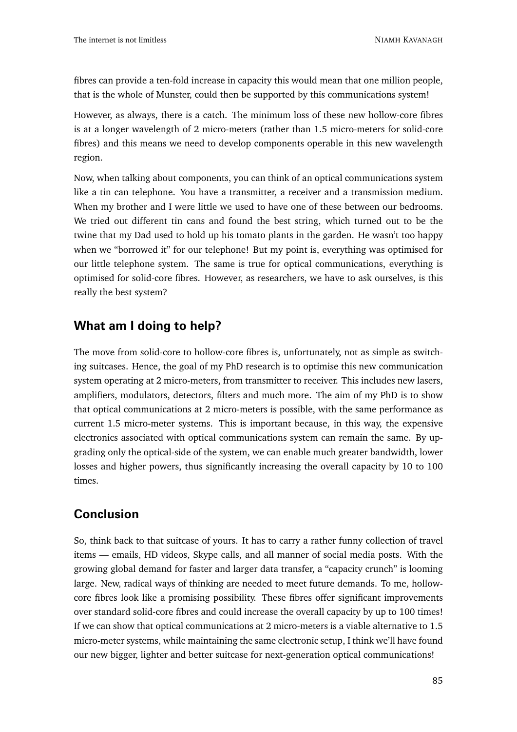fibres can provide a ten-fold increase in capacity this would mean that one million people, that is the whole of Munster, could then be supported by this communications system!

However, as always, there is a catch. The minimum loss of these new hollow-core fibres is at a longer wavelength of 2 micro-meters (rather than 1.5 micro-meters for solid-core fibres) and this means we need to develop components operable in this new wavelength region.

Now, when talking about components, you can think of an optical communications system like a tin can telephone. You have a transmitter, a receiver and a transmission medium. When my brother and I were little we used to have one of these between our bedrooms. We tried out different tin cans and found the best string, which turned out to be the twine that my Dad used to hold up his tomato plants in the garden. He wasn't too happy when we "borrowed it" for our telephone! But my point is, everything was optimised for our little telephone system. The same is true for optical communications, everything is optimised for solid-core fibres. However, as researchers, we have to ask ourselves, is this really the best system?

## What am I doing to help?

The move from solid-core to hollow-core fibres is, unfortunately, not as simple as switching suitcases. Hence, the goal of my PhD research is to optimise this new communication system operating at 2 micro-meters, from transmitter to receiver. This includes new lasers, amplifiers, modulators, detectors, filters and much more. The aim of my PhD is to show that optical communications at 2 micro-meters is possible, with the same performance as current 1.5 micro-meter systems. This is important because, in this way, the expensive electronics associated with optical communications system can remain the same. By upgrading only the optical-side of the system, we can enable much greater bandwidth, lower losses and higher powers, thus significantly increasing the overall capacity by 10 to 100 times.

## Conclusion

So, think back to that suitcase of yours. It has to carry a rather funny collection of travel items — emails, HD videos, Skype calls, and all manner of social media posts. With the growing global demand for faster and larger data transfer, a "capacity crunch" is looming large. New, radical ways of thinking are needed to meet future demands. To me, hollow-core fibres look like a promising possibility. These fibres offer significant improvements over standard solid-core fibres and could increase the overall capacity by up to 100 times! If we can show that optical communications at 2 micro-meters is a viable alternative to 1.5 micro-meter systems, while maintaining the same electronic setup, I think we'll have found our new bigger, lighter and better suitcase for next-generation optical communications!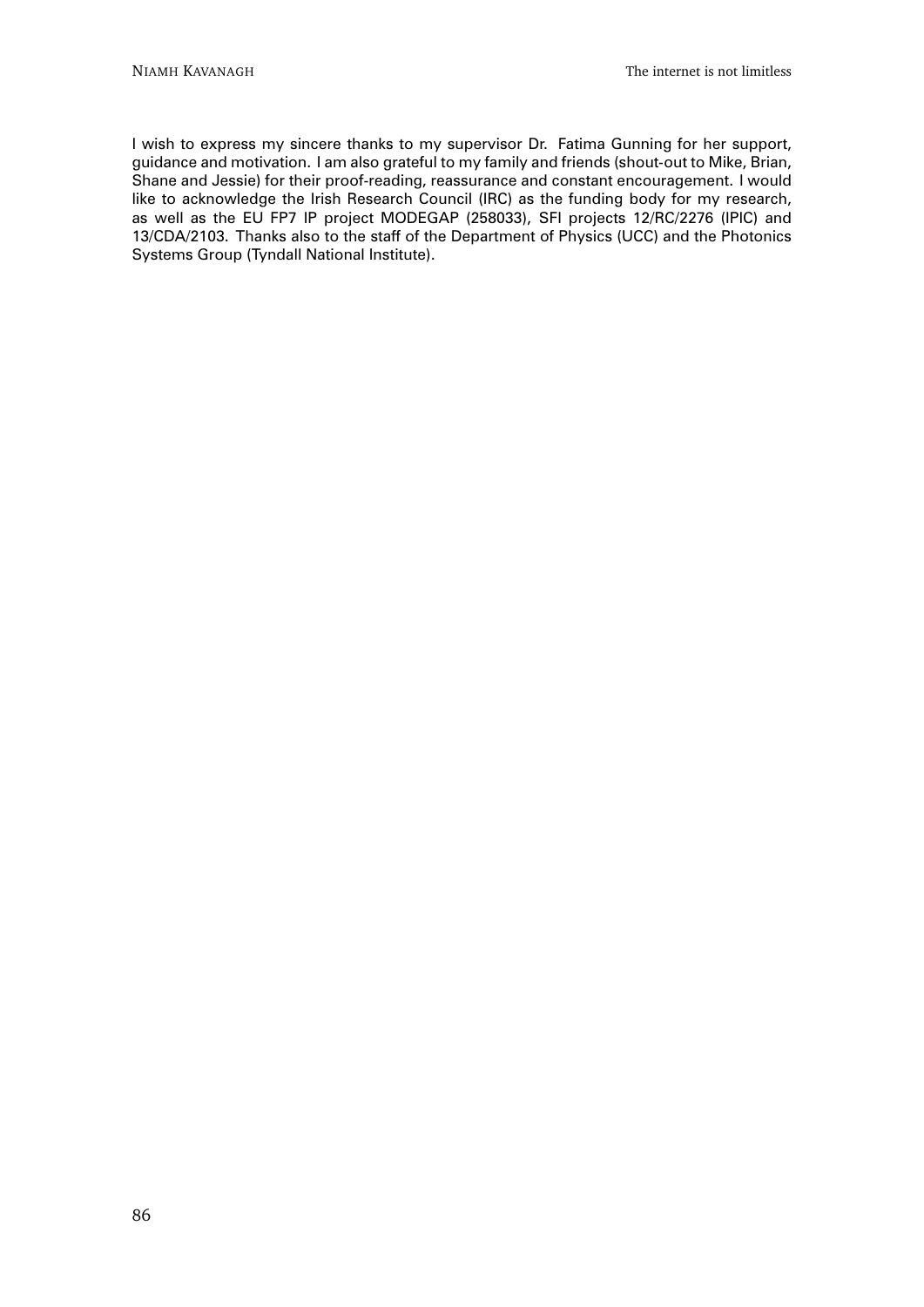I wish to express my sincere thanks to my supervisor Dr. Fatima Gunning for her support, guidance and motivation. I am also grateful to my family and friends (shout-out to Mike, Brian, Shane and Jessie) for their proof-reading, reassurance and constant encouragement. I would like to acknowledge the Irish Research Council (IRC) as the funding body for my research, as well as the EU FP7 IP project MODEGAP (258033), SFI projects 12/RC/2276 (IPIC) and 13/CDA/2103. Thanks also to the staff of the Department of Physics (UCC) and the Photonics Systems Group (Tyndall National Institute).